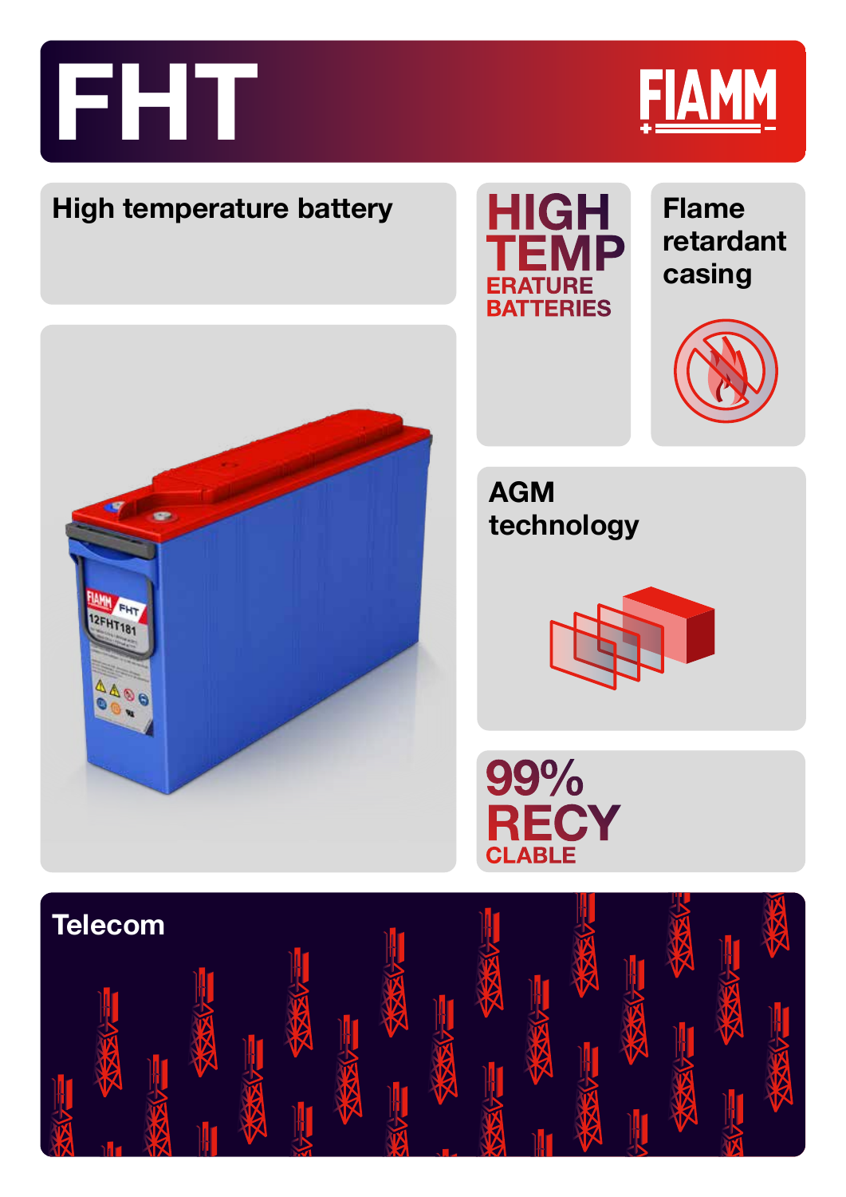# FHT

FIAMM

## High temperature battery

**HIGH TEMPERATURE BATTERIES**

**Flame retardant casing**

**AGM technology**

**99% RECYCLABLE**

## Telecom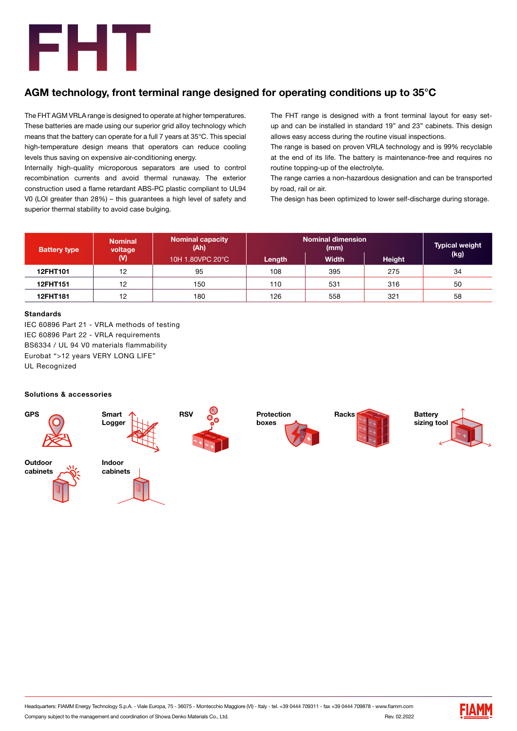# FHT

## AGM technology, front terminal range designed for operating conditions up to 35°C

The FHT AGM VRLA range is designed to operate at higher temperatures. These batteries are made using our superior grid alloy technology which means that the battery can operate for a full 7 years at 35°C. This special high-temperature design means that operators can reduce cooling levels thus saving on expensive air-conditioning energy.

Internally high-quality microporous separators are used to control recombination currents and avoid thermal runaway. The exterior construction used a flame retardant ABS-PC plastic compliant to UL94 V0 (LOI greater than 28%) – this guarantees a high level of safety and superior thermal stability to avoid case bulging.

The FHT range is designed with a front terminal layout for easy set-up and can be installed in standard 19" and 23" cabinets. This design allows easy access during the routine visual inspections.

The range is based on proven VRLA technology and is 99% recyclable at the end of its life. The battery is maintenance-free and requires no routine topping-up of the electrolyte.

The range carries a non-hazardous designation and can be transported by road, rail or air.

The design has been optimized to lower self-discharge during storage.

| Battery type | Nominal voltage (V) | Nominal capacity (Ah) | Nominal dimension (mm) | | | Typical weight (kg) |
|---|---|---|---|---|---|---|
| | | 10H 1.80VPC 20°C | Length | Width | Height | |
| **12FHT101** | 12 | 95 | 108 | 395 | 275 | 34 |
| **12FHT151** | 12 | 150 | 110 | 531 | 316 | 50 |
| **12FHT181** | 12 | 180 | 126 | 558 | 321 | 58 |

**Standards**

IEC 60896 Part 21 - VRLA methods of testing
IEC 60896 Part 22 - VRLA requirements
BS6334 / UL 94 V0 materials flammability
Eurobat ">12 years VERY LONG LIFE"
UL Recognized

**Solutions & accessories**

**GPS**

**Smart Logger**

**RSV**

**Protection boxes**

**Racks**

**Battery sizing tool**

**Outdoor cabinets**

**Indoor cabinets**

Headquarters: FIAMM Energy Technology S.p.A. - Viale Europa, 75 - 36075 - Montecchio Maggiore (VI) - Italy - tel. +39 0444 709311 - fax +39 0444 709878 - www.fiamm.com

Company subject to the management and coordination of Showa Denko Materials Co., Ltd.

Rev. 02.2022